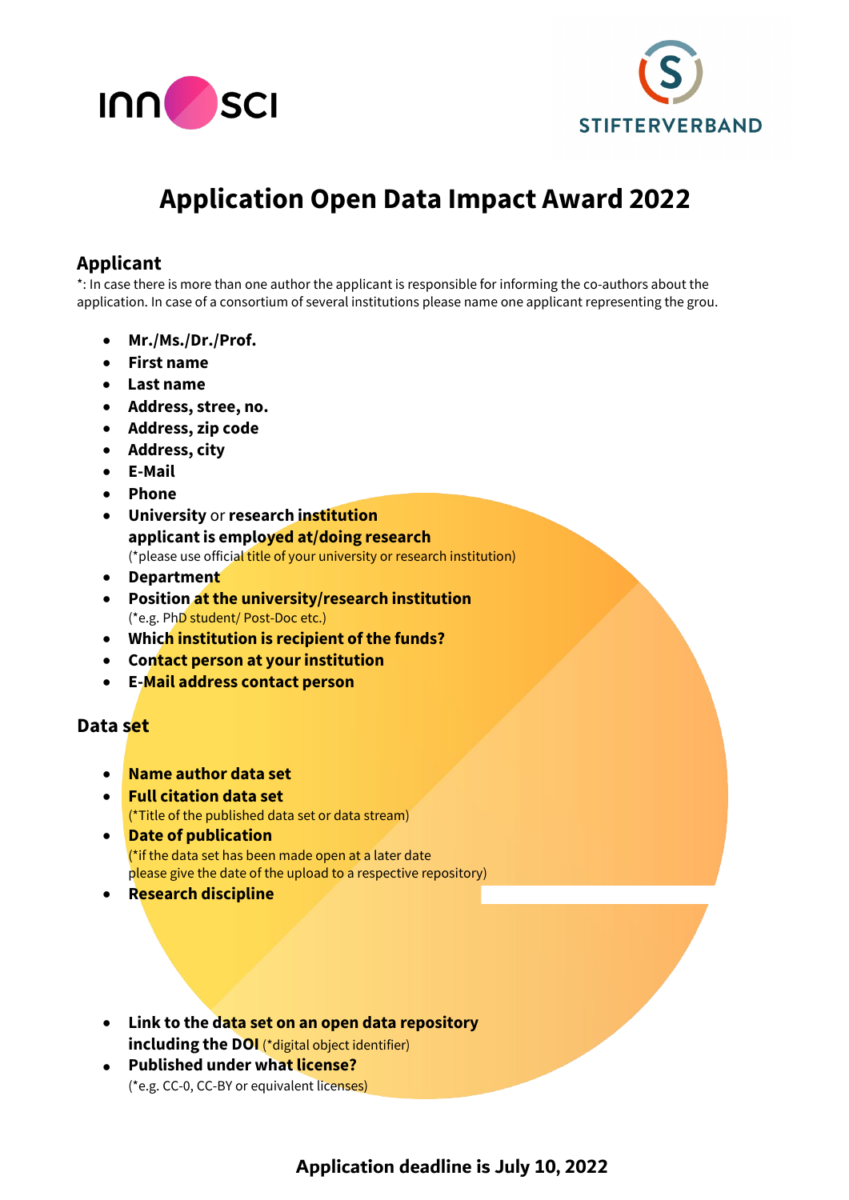innosci

STIFTERVERBAND

# Application Open Data Impact Award 2022

## Applicant

*: In case there is more than one author the applicant is responsible for informing the co-authors about the application. In case of a consortium of several institutions please name one applicant representing the grou.

- **Mr./Ms./Dr./Prof.**
- **First name**
- **Last name**
- **Address, stree, no.**
- **Address, zip code**
- **Address, city**
- **E-Mail**
- **Phone**
- **University** or **research institution applicant is employed at/doing research**
  (*please use official title of your university or research institution)
- **Department**
- **Position at the university/research institution**
  (*e.g. PhD student/ Post-Doc etc.)
- **Which institution is recipient of the funds?**
- **Contact person at your institution**
- **E-Mail address contact person**

## Data set

- **Name author data set**
- **Full citation data set**
  (*Title of the published data set or data stream)
- **Date of publication**
  (*if the data set has been made open at a later date please give the date of the upload to a respective repository)
- **Research discipline**
- **Link to the data set on an open data repository including the DOI** (*digital object identifier)
- **Published under what license?**
  (*e.g. CC-0, CC-BY or equivalent licenses)

**Application deadline is July 10, 2022**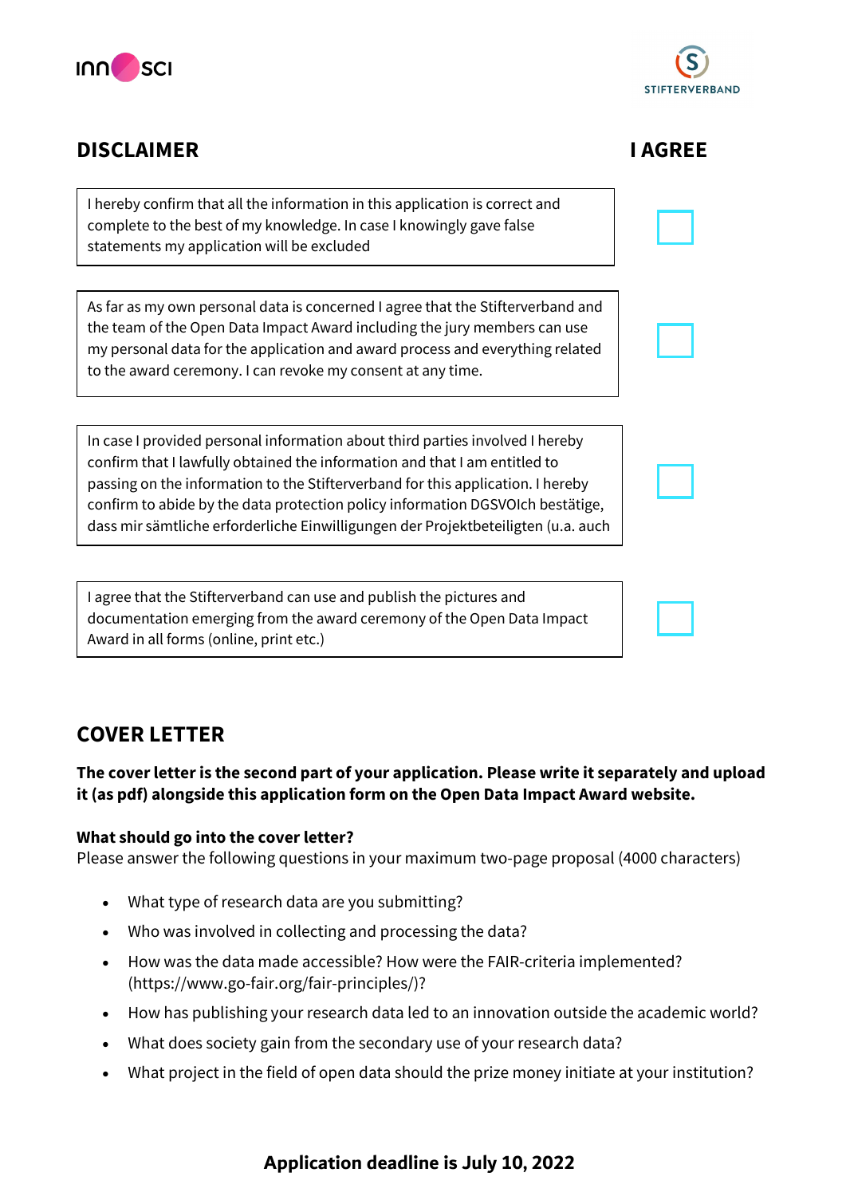## DISCLAIMER

**I AGREE**

| | |
|---|---|
| I hereby confirm that all the information in this application is correct and complete to the best of my knowledge. In case I knowingly gave false statements my application will be excluded | ☐ |
| As far as my own personal data is concerned I agree that the Stifterverband and the team of the Open Data Impact Award including the jury members can use my personal data for the application and award process and everything related to the award ceremony. I can revoke my consent at any time. | ☐ |
| In case I provided personal information about third parties involved I hereby confirm that I lawfully obtained the information and that I am entitled to passing on the information to the Stifterverband for this application. I hereby confirm to abide by the data protection policy information DGSVOIch bestätige, dass mir sämtliche erforderliche Einwilligungen der Projektbeteiligten (u.a. auch | ☐ |
| I agree that the Stifterverband can use and publish the pictures and documentation emerging from the award ceremony of the Open Data Impact Award in all forms (online, print etc.) | ☐ |

## COVER LETTER

**The cover letter is the second part of your application. Please write it separately and upload it (as pdf) alongside this application form on the Open Data Impact Award website.**

**What should go into the cover letter?**
Please answer the following questions in your maximum two-page proposal (4000 characters)

- What type of research data are you submitting?
- Who was involved in collecting and processing the data?
- How was the data made accessible? How were the FAIR-criteria implemented? (https://www.go-fair.org/fair-principles/)?
- How has publishing your research data led to an innovation outside the academic world?
- What does society gain from the secondary use of your research data?
- What project in the field of open data should the prize money initiate at your institution?

**Application deadline is July 10, 2022**